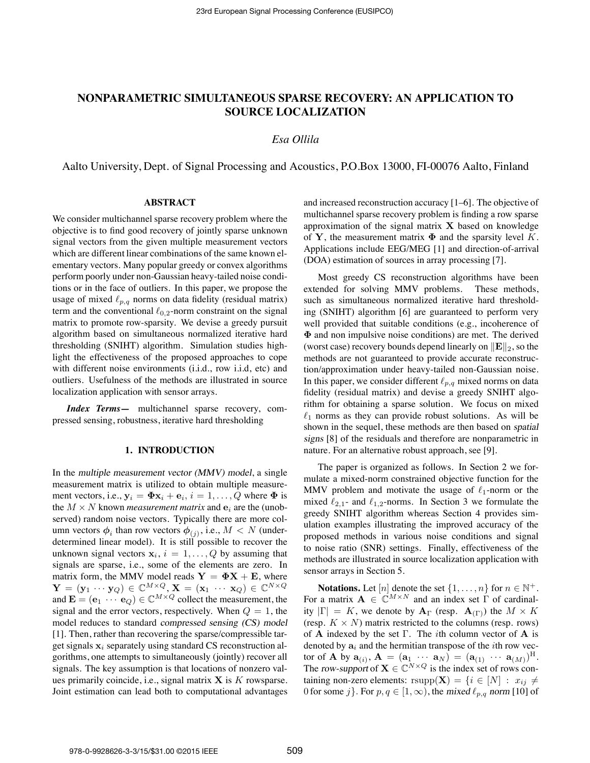# NONPARAMETRIC SIMULTANEOUS SPARSE RECOVERY: AN APPLICATION TO SOURCE LOCALIZATION

*Esa Ollila*

Aalto University, Dept. of Signal Processing and Acoustics, P.O.Box 13000, FI-00076 Aalto, Finland

## ABSTRACT

We consider multichannel sparse recovery problem where the objective is to find good recovery of jointly sparse unknown signal vectors from the given multiple measurement vectors which are different linear combinations of the same known elementary vectors. Many popular greedy or convex algorithms perform poorly under non-Gaussian heavy-tailed noise conditions or in the face of outliers. In this paper, we propose the usage of mixed $\ell_{p,q}$ norms on data fidelity (residual matrix) term and the conventional $\ell_{0,2}$-norm constraint on the signal matrix to promote row-sparsity. We devise a greedy pursuit algorithm based on simultaneous normalized iterative hard thresholding (SNIHT) algorithm. Simulation studies highlight the effectiveness of the proposed approaches to cope with different noise environments (i.i.d., row i.i.d, etc) and outliers. Usefulness of the methods are illustrated in source localization application with sensor arrays.

***Index Terms***— multichannel sparse recovery, compressed sensing, robustness, iterative hard thresholding

## 1. INTRODUCTION

In the *multiple measurement vector (MMV) model*, a single measurement matrix is utilized to obtain multiple measurement vectors, i.e., $\mathbf{y}_i = \mathbf{\Phi}\mathbf{x}_i + \mathbf{e}_i$, $i = 1, \ldots, Q$ where $\mathbf{\Phi}$ is the $M \times N$ known *measurement matrix* and $\mathbf{e}_i$ are the (unobserved) random noise vectors. Typically there are more column vectors $\boldsymbol{\phi}_i$ than row vectors $\boldsymbol{\phi}_{(j)}$, i.e., $M < N$ (underdetermined linear model). It is still possible to recover the unknown signal vectors $\mathbf{x}_i$, $i = 1, \ldots, Q$ by assuming that signals are sparse, i.e., some of the elements are zero. In matrix form, the MMV model reads $\mathbf{Y} = \mathbf{\Phi}\mathbf{X} + \mathbf{E}$, where $\mathbf{Y} = (\mathbf{y}_1 \cdots \mathbf{y}_Q) \in \mathbb{C}^{M \times Q}$, $\mathbf{X} = (\mathbf{x}_1 \cdots \mathbf{x}_Q) \in \mathbb{C}^{N \times Q}$ and $\mathbf{E} = (\mathbf{e}_1 \cdots \mathbf{e}_Q) \in \mathbb{C}^{M \times Q}$ collect the measurement, the signal and the error vectors, respectively. When $Q = 1$, the model reduces to standard *compressed sensing (CS) model* [1]. Then, rather than recovering the sparse/compressible target signals $\mathbf{x}_i$ separately using standard CS reconstruction algorithms, one attempts to simultaneously (jointly) recover all signals. The key assumption is that locations of nonzero values primarily coincide, i.e., signal matrix $\mathbf{X}$ is $K$ rowsparse. Joint estimation can lead both to computational advantages and increased reconstruction accuracy [1–6]. The objective of multichannel sparse recovery problem is finding a row sparse approximation of the signal matrix $\mathbf{X}$ based on knowledge of $\mathbf{Y}$, the measurement matrix $\mathbf{\Phi}$ and the sparsity level $K$. Applications include EEG/MEG [1] and direction-of-arrival (DOA) estimation of sources in array processing [7].

Most greedy CS reconstruction algorithms have been extended for solving MMV problems. These methods, such as simultaneous normalized iterative hard thresholding (SNIHT) algorithm [6] are guaranteed to perform very well provided that suitable conditions (e.g., incoherence of $\mathbf{\Phi}$ and non impulsive noise conditions) are met. The derived (worst case) recovery bounds depend linearly on $\|\mathbf{E}\|_2$, so the methods are not guaranteed to provide accurate reconstruction/approximation under heavy-tailed non-Gaussian noise. In this paper, we consider different $\ell_{p,q}$ mixed norms on data fidelity (residual matrix) term and devise a greedy SNIHT algorithm for obtaining a sparse solution. We focus on mixed $\ell_1$ norms as they can provide robust solutions. As will be shown in the sequel, these methods are then based on *spatial signs* [8] of the residuals and therefore are nonparametric in nature. For an alternative robust approach, see [9].

The paper is organized as follows. In Section 2 we formulate a mixed-norm constrained objective function for the MMV problem and motivate the usage of $\ell_1$-norm or the mixed $\ell_{2,1}$- and $\ell_{1,2}$-norms. In Section 3 we formulate the greedy SNIHT algorithm whereas Section 4 provides simulation examples illustrating the improved accuracy of the proposed methods in various noise conditions and signal to noise ratio (SNR) settings. Finally, effectiveness of the methods are illustrated in source localization application with sensor arrays in Section 5.

**Notations.** Let $[n]$ denote the set $\{1, \ldots, n\}$ for $n \in \mathbb{N}^+$. For a matrix $\mathbf{A} \in \mathbb{C}^{M \times N}$ and an index set $\Gamma$ of cardinality $|\Gamma| = K$, we denote by $\mathbf{A}_\Gamma$ (resp. $\mathbf{A}_{(\Gamma)}$) the $M \times K$ (resp. $K \times N$) matrix restricted to the columns (resp. rows) of $\mathbf{A}$ indexed by the set $\Gamma$. The $i$th column vector of $\mathbf{A}$ is denoted by $\mathbf{a}_i$ and the hermitian transpose of the $i$th row vector of $\mathbf{A}$ by $\mathbf{a}_{(i)}$, $\mathbf{A} = (\mathbf{a}_1 \cdots \mathbf{a}_N) = (\mathbf{a}_{(1)} \cdots \mathbf{a}_{(M)})^{\mathrm{H}}$. The *row-support* of $\mathbf{X} \in \mathbb{C}^{N \times Q}$ is the index set of rows containing non-zero elements: $\mathrm{rsupp}(\mathbf{X}) = \{i \in [N] : x_{ij} \neq 0 \text{ for some } j\}$. For $p, q \in [1, \infty)$, the *mixed $\ell_{p,q}$ norm* [10] of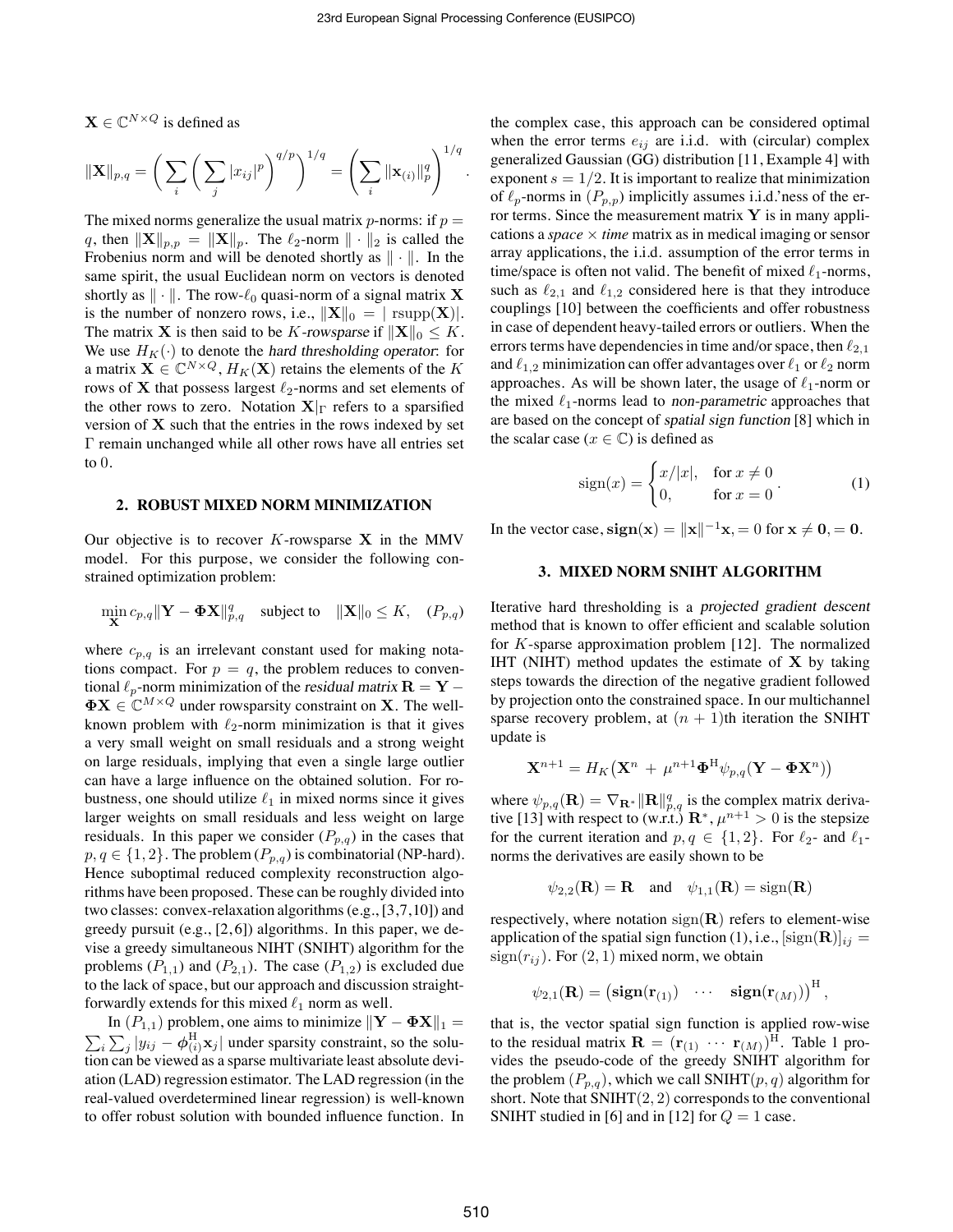$\mathbf{X} \in \mathbb{C}^{N\times Q}$ is defined as

$$\|\mathbf{X}\|_{p,q} = \left( \sum_i \left( \sum_j |x_{ij}|^p \right)^{q/p} \right)^{1/q} = \left( \sum_i \|\mathbf{x}_{(i)}\|_p^q \right)^{1/q}.$$

The mixed norms generalize the usual matrix $p$-norms: if $p = q$, then $\|\mathbf{X}\|_{p,p} = \|\mathbf{X}\|_p$. The $\ell_2$-norm $\|\cdot\|_2$ is called the Frobenius norm and will be denoted shortly as $\|\cdot\|$. In the same spirit, the usual Euclidean norm on vectors is denoted shortly as $\|\cdot\|$. The row-$\ell_0$ quasi-norm of a signal matrix $\mathbf{X}$ is the number of nonzero rows, i.e., $\|\mathbf{X}\|_0 = |\operatorname{rsupp}(\mathbf{X})|$. The matrix $\mathbf{X}$ is then said to be $K$-*rowsparse* if $\|\mathbf{X}\|_0 \leq K$. We use $H_K(\cdot)$ to denote the *hard thresholding operator*: for a matrix $\mathbf{X} \in \mathbb{C}^{N\times Q}$, $H_K(\mathbf{X})$ retains the elements of the $K$ rows of $\mathbf{X}$ that possess largest $\ell_2$-norms and set elements of the other rows to zero. Notation $\mathbf{X}|_\Gamma$ refers to a sparsified version of $\mathbf{X}$ such that the entries in the rows indexed by set $\Gamma$ remain unchanged while all other rows have all entries set to 0.

## 2. ROBUST MIXED NORM MINIMIZATION

Our objective is to recover $K$-rowsparse $\mathbf{X}$ in the MMV model. For this purpose, we consider the following constrained optimization problem:

$$\min_{\mathbf{X}} c_{p,q}\|\mathbf{Y} - \mathbf{\Phi}\mathbf{X}\|_{p,q}^q \quad \text{subject to} \quad \|\mathbf{X}\|_0 \leq K, \quad (P_{p,q})$$

where $c_{p,q}$ is an irrelevant constant used for making notations compact. For $p = q$, the problem reduces to conventional $\ell_p$-norm minimization of the *residual matrix* $\mathbf{R} = \mathbf{Y} - \mathbf{\Phi}\mathbf{X} \in \mathbb{C}^{M\times Q}$ under rowsparsity constraint on $\mathbf{X}$. The well-known problem with $\ell_2$-norm minimization is that it gives a very small weight on small residuals and a strong weight on large residuals, implying that even a single large outlier can have a large influence on the obtained solution. For robustness, one should utilize $\ell_1$ in mixed norms since it gives larger weights on small residuals and less weight on large residuals. In this paper we consider $(P_{p,q})$ in the cases that $p, q \in \{1, 2\}$. The problem $(P_{p,q})$ is combinatorial (NP-hard). Hence suboptimal reduced complexity reconstruction algorithms have been proposed. These can be roughly divided into two classes: convex-relaxation algorithms (e.g., [3,7,10]) and greedy pursuit (e.g., [2,6]) algorithms. In this paper, we devise a greedy simultaneous NIHT (SNIHT) algorithm for the problems $(P_{1,1})$ and $(P_{2,1})$. The case $(P_{1,2})$ is excluded due to the lack of space, but our approach and discussion straightforwardly extends for this mixed $\ell_1$ norm as well.

In $(P_{1,1})$ problem, one aims to minimize $\|\mathbf{Y} - \mathbf{\Phi}\mathbf{X}\|_1 = \sum_i \sum_j |y_{ij} - \boldsymbol{\phi}_{(i)}^{\mathrm{H}}\mathbf{x}_j|$ under sparsity constraint, so the solution can be viewed as a sparse multivariate least absolute deviation (LAD) regression estimator. The LAD regression (in the real-valued overdetermined linear regression) is well-known to offer robust solution with bounded influence function. In the complex case, this approach can be considered optimal when the error terms $e_{ij}$ are i.i.d. with (circular) complex generalized Gaussian (GG) distribution [11, Example 4] with exponent $s = 1/2$. It is important to realize that minimization of $\ell_p$-norms in $(P_{p,p})$ implicitly assumes i.i.d.'ness of the error terms. Since the measurement matrix $\mathbf{Y}$ is in many applications a *space* $\times$ *time* matrix as in medical imaging or sensor array applications, the i.i.d. assumption of the error terms in time/space is often not valid. The benefit of mixed $\ell_1$-norms, such as $\ell_{2,1}$ and $\ell_{1,2}$ considered here is that they introduce couplings [10] between the coefficients and offer robustness in case of dependent heavy-tailed errors or outliers. When the errors terms have dependencies in time and/or space, then $\ell_{2,1}$ and $\ell_{1,2}$ minimization can offer advantages over $\ell_1$ or $\ell_2$ norm approaches. As will be shown later, the usage of $\ell_1$-norm or the mixed $\ell_1$-norms lead to *non-parametric* approaches that are based on the concept of *spatial sign function* [8] which in the scalar case ($x \in \mathbb{C}$) is defined as

$$\operatorname{sign}(x) = \begin{cases} x/|x|, & \text{for } x \neq 0 \\ 0, & \text{for } x = 0 \end{cases}. \quad (1)$$

In the vector case, $\mathbf{sign}(\mathbf{x}) = \|\mathbf{x}\|^{-1}\mathbf{x}, = 0$ for $\mathbf{x} \neq \mathbf{0}, = \mathbf{0}$.

## 3. MIXED NORM SNIHT ALGORITHM

Iterative hard thresholding is a *projected gradient descent* method that is known to offer efficient and scalable solution for $K$-sparse approximation problem [12]. The normalized IHT (NIHT) method updates the estimate of $\mathbf{X}$ by taking steps towards the direction of the negative gradient followed by projection onto the constrained space. In our multichannel sparse recovery problem, at $(n+1)$th iteration the SNIHT update is

$$\mathbf{X}^{n+1} = H_K\big(\mathbf{X}^n + \mu^{n+1}\mathbf{\Phi}^{\mathrm{H}}\psi_{p,q}(\mathbf{Y} - \mathbf{\Phi}\mathbf{X}^n)\big)$$

where $\psi_{p,q}(\mathbf{R}) = \nabla_{\mathbf{R}^*}\|\mathbf{R}\|_{p,q}^q$ is the complex matrix derivative [13] with respect to (w.r.t.) $\mathbf{R}^*$, $\mu^{n+1} > 0$ is the stepsize for the current iteration and $p, q \in \{1, 2\}$. For $\ell_2$- and $\ell_1$-norms the derivatives are easily shown to be

$$\psi_{2,2}(\mathbf{R}) = \mathbf{R} \quad \text{and} \quad \psi_{1,1}(\mathbf{R}) = \operatorname{sign}(\mathbf{R})$$

respectively, where notation $\operatorname{sign}(\mathbf{R})$ refers to element-wise application of the spatial sign function (1), i.e., $[\operatorname{sign}(\mathbf{R})]_{ij} = \operatorname{sign}(r_{ij})$. For $(2,1)$ mixed norm, we obtain

$$\psi_{2,1}(\mathbf{R}) = \begin{pmatrix} \mathbf{sign}(\mathbf{r}_{(1)}) & \cdots & \mathbf{sign}(\mathbf{r}_{(M)}) \end{pmatrix}^{\mathrm{H}},$$

that is, the vector spatial sign function is applied row-wise to the residual matrix $\mathbf{R} = (\mathbf{r}_{(1)} \cdots \mathbf{r}_{(M)})^{\mathrm{H}}$. Table 1 provides the pseudo-code of the greedy SNIHT algorithm for the problem $(P_{p,q})$, which we call SNIHT$(p,q)$ algorithm for short. Note that SNIHT$(2,2)$ corresponds to the conventional SNIHT studied in [6] and in [12] for $Q = 1$ case.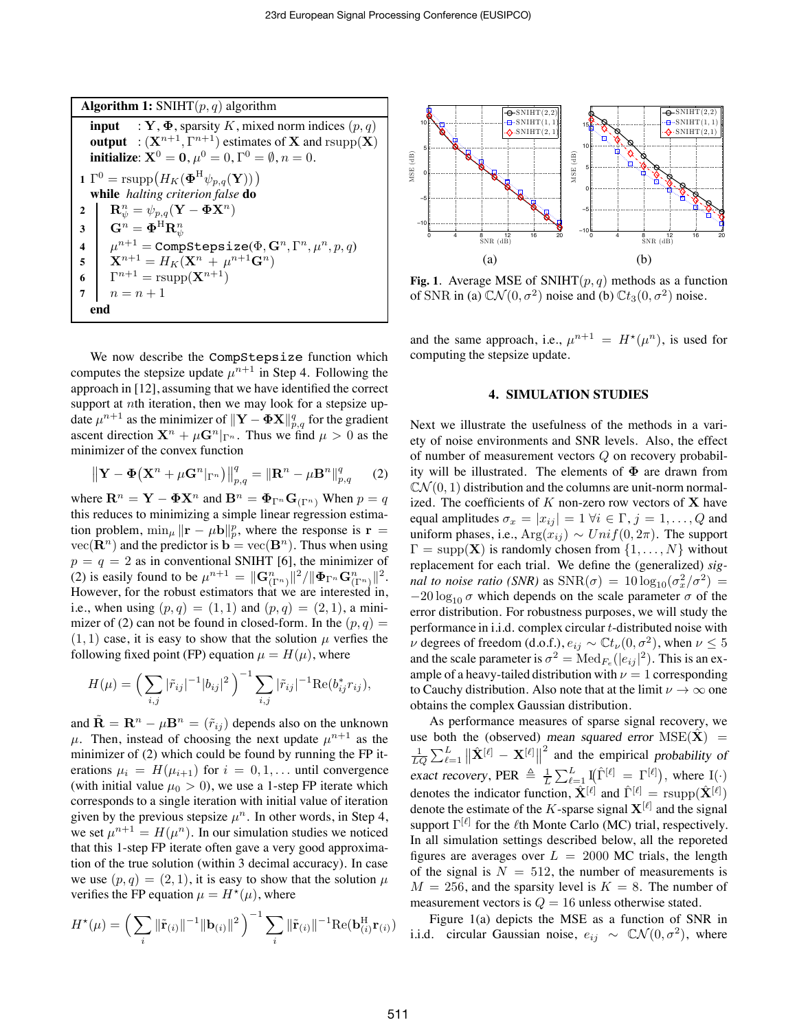**Algorithm 1:** SNIHT($p, q$) algorithm

**input** : $\mathbf{Y}, \mathbf{\Phi}$, sparsity $K$, mixed norm indices $(p, q)$
**output** : $(\mathbf{X}^{n+1}, \Gamma^{n+1})$ estimates of $\mathbf{X}$ and rsupp($\mathbf{X}$)
**initialize**: $\mathbf{X}^0 = \mathbf{0}, \mu^0 = 0, \Gamma^0 = \emptyset, n = 0$.

```
1  Γ^0 = rsupp(H_K(Φ^H ψ_{p,q}(Y)))
   while halting criterion false do
2      R^n_ψ = ψ_{p,q}(Y − ΦX^n)
3      G^n = Φ^H R^n_ψ
4      μ^{n+1} = CompStepsize(Φ, G^n, Γ^n, μ^n, p, q)
5      X^{n+1} = H_K(X^n + μ^{n+1} G^n)
6      Γ^{n+1} = rsupp(X^{n+1})
7      n = n + 1
   end
```

We now describe the `CompStepsize` function which computes the stepsize update $\mu^{n+1}$ in Step 4. Following the approach in [12], assuming that we have identified the correct support at $n$th iteration, then we may look for a stepsize update $\mu^{n+1}$ as the minimizer of $\|\mathbf{Y} - \mathbf{\Phi}\mathbf{X}\|^q_{p,q}$ for the gradient ascent direction $\mathbf{X}^n + \mu \mathbf{G}^n|_{\Gamma^n}$. Thus we find $\mu > 0$ as the minimizer of the convex function

$$\big\|\mathbf{Y} - \mathbf{\Phi}\big(\mathbf{X}^n + \mu \mathbf{G}^n|_{\Gamma^n}\big)\big\|^q_{p,q} = \|\mathbf{R}^n - \mu \mathbf{B}^n\|^q_{p,q} \tag{2}$$

where $\mathbf{R}^n = \mathbf{Y} - \mathbf{\Phi}\mathbf{X}^n$ and $\mathbf{B}^n = \mathbf{\Phi}_{\Gamma^n}\mathbf{G}_{(\Gamma^n)}$ When $p = q$ this reduces to minimizing a simple linear regression estimation problem, $\min_\mu \|\mathbf{r} - \mu \mathbf{b}\|^p_p$, where the response is $\mathbf{r} = \mathrm{vec}(\mathbf{R}^n)$ and the predictor is $\mathbf{b} = \mathrm{vec}(\mathbf{B}^n)$. Thus when using $p = q = 2$ as in conventional SNIHT [6], the minimizer of (2) is easily found to be $\mu^{n+1} = \|\mathbf{G}^n_{(\Gamma^n)}\|^2 / \|\mathbf{\Phi}_{\Gamma^n}\mathbf{G}^n_{(\Gamma^n)}\|^2$. However, for the robust estimators that we are interested in, i.e., when using $(p, q) = (1, 1)$ and $(p, q) = (2, 1)$, a minimizer of (2) can not be found in closed-form. In the $(p, q) = (1, 1)$ case, it is easy to show that the solution $\mu$ verfies the following fixed point (FP) equation $\mu = H(\mu)$, where

$$H(\mu) = \Big(\sum_{i,j} |\tilde{r}_{ij}|^{-1}|b_{ij}|^2\Big)^{-1} \sum_{i,j} |\tilde{r}_{ij}|^{-1}\mathrm{Re}(b^*_{ij} r_{ij}),$$

and $\tilde{\mathbf{R}} = \mathbf{R}^n - \mu \mathbf{B}^n = (\tilde{r}_{ij})$ depends also on the unknown $\mu$. Then, instead of choosing the next update $\mu^{n+1}$ as the minimizer of (2) which could be found by running the FP iterations $\mu_i = H(\mu_{i+1})$ for $i = 0, 1, \ldots$ until convergence (with initial value $\mu_0 > 0$), we use a 1-step FP iterate which corresponds to a single iteration with initial value of iteration given by the previous stepsize $\mu^n$. In other words, in Step 4, we set $\mu^{n+1} = H(\mu^n)$. In our simulation studies we noticed that this 1-step FP iterate often gave a very good approximation of the true solution (within 3 decimal accuracy). In case we use $(p, q) = (2, 1)$, it is easy to show that the solution $\mu$ verifies the FP equation $\mu = H^\star(\mu)$, where

$$H^\star(\mu) = \Big(\sum_i \|\tilde{\mathbf{r}}_{(i)}\|^{-1}\|\mathbf{b}_{(i)}\|^2\Big)^{-1} \sum_i \|\tilde{\mathbf{r}}_{(i)}\|^{-1}\mathrm{Re}(\mathbf{b}^{\mathrm{H}}_{(i)}\mathbf{r}_{(i)})$$

and the same approach, i.e., $\mu^{n+1} = H^\star(\mu^n)$, is used for computing the stepsize update.

**Fig. 1**. Average MSE of SNIHT($p, q$) methods as a function of SNR in (a) $\mathbb{C}\mathcal{N}(0, \sigma^2)$ noise and (b) $\mathbb{C}t_3(0, \sigma^2)$ noise.

## 4. SIMULATION STUDIES

Next we illustrate the usefulness of the methods in a variety of noise environments and SNR levels. Also, the effect of number of measurement vectors $Q$ on recovery probability will be illustrated. The elements of $\mathbf{\Phi}$ are drawn from $\mathbb{C}\mathcal{N}(0, 1)$ distribution and the columns are unit-norm normalized. The coefficients of $K$ non-zero row vectors of $\mathbf{X}$ have equal amplitudes $\sigma_x = |x_{ij}| = 1 \; \forall i \in \Gamma, j = 1, \ldots, Q$ and uniform phases, i.e., $\mathrm{Arg}(x_{ij}) \sim Unif(0, 2\pi)$. The support $\Gamma = \mathrm{supp}(\mathbf{X})$ is randomly chosen from $\{1, \ldots, N\}$ without replacement for each trial. We define the (generalized) *signal to noise ratio (SNR)* as $\mathrm{SNR}(\sigma) = 10\log_{10}(\sigma^2_x/\sigma^2) = -20\log_{10}\sigma$ which depends on the scale parameter $\sigma$ of the error distribution. For robustness purposes, we will study the performance in i.i.d. complex circular $t$-distributed noise with $\nu$ degrees of freedom (d.o.f.), $e_{ij} \sim \mathbb{C}t_\nu(0, \sigma^2)$, when $\nu \leq 5$ and the scale parameter is $\sigma^2 = \mathrm{Med}_{F_e}(|e_{ij}|^2)$. This is an example of a heavy-tailed distribution with $\nu = 1$ corresponding to Cauchy distribution. Also note that at the limit $\nu \to \infty$ one obtains the complex Gaussian distribution.

As performance measures of sparse signal recovery, we use both the (observed) *mean squared error* $\mathrm{MSE}(\hat{\mathbf{X}}) = \frac{1}{LQ}\sum_{\ell=1}^{L}\big\|\hat{\mathbf{X}}^{[\ell]} - \mathbf{X}^{[\ell]}\big\|^2$ and the empirical *probability of exact recovery*, $\mathrm{PER} \triangleq \frac{1}{L}\sum_{\ell=1}^{L}\mathrm{I}\big(\hat{\Gamma}^{[\ell]} = \Gamma^{[\ell]}\big)$, where $\mathrm{I}(\cdot)$ denotes the indicator function, $\hat{\mathbf{X}}^{[\ell]}$ and $\hat{\Gamma}^{[\ell]} = \mathrm{rsupp}(\hat{\mathbf{X}}^{[\ell]})$ denote the estimate of the $K$-sparse signal $\mathbf{X}^{[\ell]}$ and the signal support $\Gamma^{[\ell]}$ for the $\ell$th Monte Carlo (MC) trial, respectively. In all simulation settings described below, all the reporeted figures are averages over $L = 2000$ MC trials, the length of the signal is $N = 512$, the number of measurements is $M = 256$, and the sparsity level is $K = 8$. The number of measurement vectors is $Q = 16$ unless otherwise stated.

Figure 1(a) depicts the MSE as a function of SNR in i.i.d. circular Gaussian noise, $e_{ij} \sim \mathbb{C}\mathcal{N}(0, \sigma^2)$, where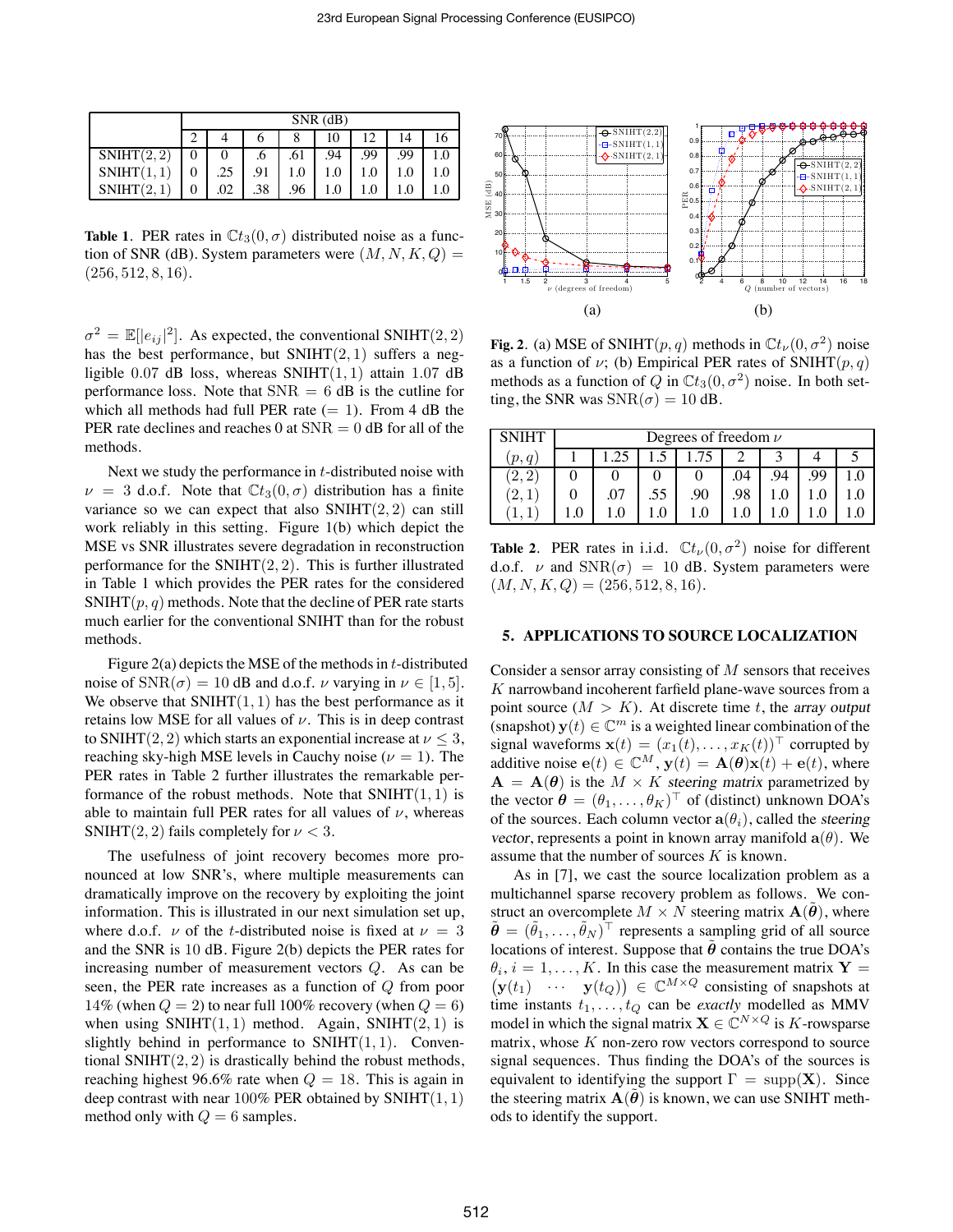|  | SNR (dB) | | | | | | | |
|---|---|---|---|---|---|---|---|---|
|  | 2 | 4 | 6 | 8 | 10 | 12 | 14 | 16 |
| SNIHT(2, 2) | 0 | 0 | .6 | .61 | .94 | .99 | .99 | 1.0 |
| SNIHT(1, 1) | 0 | .25 | .91 | 1.0 | 1.0 | 1.0 | 1.0 | 1.0 |
| SNIHT(2, 1) | 0 | .02 | .38 | .96 | 1.0 | 1.0 | 1.0 | 1.0 |

**Table 1**. PER rates in $\mathbb{C}t_3(0,\sigma)$ distributed noise as a function of SNR (dB). System parameters were $(M,N,K,Q) = (256,512,8,16)$.

$\sigma^2 = \mathbb{E}[|e_{ij}|^2]$. As expected, the conventional SNIHT(2, 2) has the best performance, but SNIHT(2, 1) suffers a negligible 0.07 dB loss, whereas SNIHT(1, 1) attain 1.07 dB performance loss. Note that SNR $= 6$ dB is the cutline for which all methods had full PER rate ($= 1$). From 4 dB the PER rate declines and reaches 0 at SNR $= 0$ dB for all of the methods.

Next we study the performance in $t$-distributed noise with $\nu = 3$ d.o.f. Note that $\mathbb{C}t_3(0,\sigma)$ distribution has a finite variance so we can expect that also SNIHT(2, 2) can still work reliably in this setting. Figure 1(b) which depict the MSE vs SNR illustrates severe degradation in reconstruction performance for the SNIHT(2, 2). This is further illustrated in Table 1 which provides the PER rates for the considered SNIHT$(p,q)$ methods. Note that the decline of PER rate starts much earlier for the conventional SNIHT than for the robust methods.

Figure 2(a) depicts the MSE of the methods in $t$-distributed noise of SNR$(\sigma) = 10$ dB and d.o.f. $\nu$ varying in $\nu \in [1,5]$. We observe that SNIHT(1, 1) has the best performance as it retains low MSE for all values of $\nu$. This is in deep contrast to SNIHT(2, 2) which starts an exponential increase at $\nu \leq 3$, reaching sky-high MSE levels in Cauchy noise ($\nu = 1$). The PER rates in Table 2 further illustrates the remarkable performance of the robust methods. Note that SNIHT(1, 1) is able to maintain full PER rates for all values of $\nu$, whereas SNIHT(2, 2) fails completely for $\nu < 3$.

The usefulness of joint recovery becomes more pronounced at low SNR's, where multiple measurements can dramatically improve on the recovery by exploiting the joint information. This is illustrated in our next simulation set up, where d.o.f. $\nu$ of the $t$-distributed noise is fixed at $\nu = 3$ and the SNR is 10 dB. Figure 2(b) depicts the PER rates for increasing number of measurement vectors $Q$. As can be seen, the PER rate increases as a function of $Q$ from poor 14% (when $Q = 2$) to near full 100% recovery (when $Q = 6$) when using SNIHT(1, 1) method. Again, SNIHT(2, 1) is slightly behind in performance to SNIHT(1, 1). Conventional SNIHT(2, 2) is drastically behind the robust methods, reaching highest 96.6% rate when $Q = 18$. This is again in deep contrast with near 100% PER obtained by SNIHT(1, 1) method only with $Q = 6$ samples.

**Fig. 2**. (a) MSE of SNIHT$(p,q)$ methods in $\mathbb{C}t_\nu(0,\sigma^2)$ noise as a function of $\nu$; (b) Empirical PER rates of SNIHT$(p,q)$ methods as a function of $Q$ in $\mathbb{C}t_3(0,\sigma^2)$ noise. In both setting, the SNR was SNR$(\sigma) = 10$ dB.

| SNIHT | Degrees of freedom $\nu$ | | | | | | | |
|---|---|---|---|---|---|---|---|---|
| $(p,q)$ | 1 | 1.25 | 1.5 | 1.75 | 2 | 3 | 4 | 5 |
| (2, 2) | 0 | 0 | 0 | 0 | .04 | .94 | .99 | 1.0 |
| (2, 1) | 0 | .07 | .55 | .90 | .98 | 1.0 | 1.0 | 1.0 |
| (1, 1) | 1.0 | 1.0 | 1.0 | 1.0 | 1.0 | 1.0 | 1.0 | 1.0 |

**Table 2**. PER rates in i.i.d. $\mathbb{C}t_\nu(0,\sigma^2)$ noise for different d.o.f. $\nu$ and SNR$(\sigma) = 10$ dB. System parameters were $(M,N,K,Q) = (256,512,8,16)$.

## 5. APPLICATIONS TO SOURCE LOCALIZATION

Consider a sensor array consisting of $M$ sensors that receives $K$ narrowband incoherent farfield plane-wave sources from a point source ($M > K$). At discrete time $t$, the *array output* (snapshot) $\mathbf{y}(t) \in \mathbb{C}^m$ is a weighted linear combination of the signal waveforms $\mathbf{x}(t) = (x_1(t),\ldots,x_K(t))^\top$ corrupted by additive noise $\mathbf{e}(t) \in \mathbb{C}^M$, $\mathbf{y}(t) = \mathbf{A}(\boldsymbol{\theta})\mathbf{x}(t) + \mathbf{e}(t)$, where $\mathbf{A} = \mathbf{A}(\boldsymbol{\theta})$ is the $M \times K$ *steering matrix* parametrized by the vector $\boldsymbol{\theta} = (\theta_1,\ldots,\theta_K)^\top$ of (distinct) unknown DOA's of the sources. Each column vector $\mathbf{a}(\theta_i)$, called the *steering vector*, represents a point in known array manifold $\mathbf{a}(\theta)$. We assume that the number of sources $K$ is known.

As in [7], we cast the source localization problem as a multichannel sparse recovery problem as follows. We construct an overcomplete $M \times N$ steering matrix $\mathbf{A}(\tilde{\boldsymbol{\theta}})$, where $\tilde{\boldsymbol{\theta}} = (\tilde{\theta}_1,\ldots,\tilde{\theta}_N)^\top$ represents a sampling grid of all source locations of interest. Suppose that $\tilde{\boldsymbol{\theta}}$ contains the true DOA's $\theta_i$, $i = 1,\ldots,K$. In this case the measurement matrix $\mathbf{Y} = \begin{pmatrix}\mathbf{y}(t_1) & \cdots & \mathbf{y}(t_Q)\end{pmatrix} \in \mathbb{C}^{M\times Q}$ consisting of snapshots at time instants $t_1,\ldots,t_Q$ can be *exactly* modelled as MMV model in which the signal matrix $\mathbf{X} \in \mathbb{C}^{N\times Q}$ is $K$-rowsparse matrix, whose $K$ non-zero row vectors correspond to source signal sequences. Thus finding the DOA's of the sources is equivalent to identifying the support $\Gamma = \text{supp}(\mathbf{X})$. Since the steering matrix $\mathbf{A}(\tilde{\boldsymbol{\theta}})$ is known, we can use SNIHT methods to identify the support.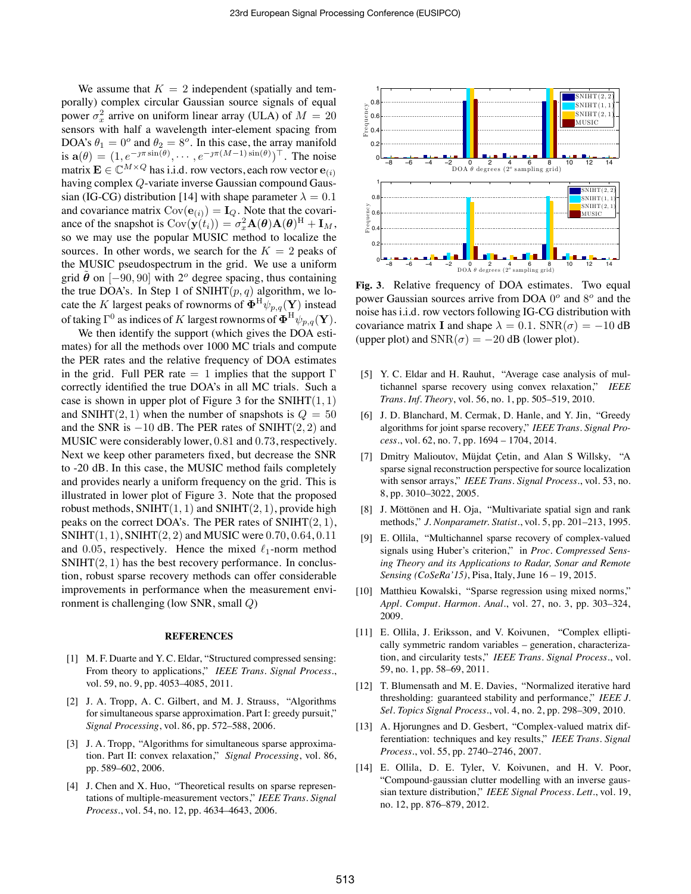We assume that $K = 2$ independent (spatially and temporally) complex circular Gaussian source signals of equal power $\sigma_x^2$ arrive on uniform linear array (ULA) of $M = 20$ sensors with half a wavelength inter-element spacing from DOA's $\theta_1 = 0^o$ and $\theta_2 = 8^o$. In this case, the array manifold is $\mathbf{a}(\theta) = (1, e^{-j\pi \sin(\theta)}, \cdots, e^{-j\pi(M-1)\sin(\theta)})^\top$. The noise matrix $\mathbf{E} \in \mathbb{C}^{M\times Q}$ has i.i.d. row vectors, each row vector $\mathbf{e}_{(i)}$ having complex $Q$-variate inverse Gaussian compound Gaussian (IG-CG) distribution [14] with shape parameter $\lambda = 0.1$ and covariance matrix $\mathrm{Cov}(\mathbf{e}_{(i)}) = \mathbf{I}_Q$. Note that the covariance of the snapshot is $\mathrm{Cov}(\mathbf{y}(t_i)) = \sigma_x^2 \mathbf{A}(\boldsymbol{\theta})\mathbf{A}(\boldsymbol{\theta})^{\mathrm{H}} + \mathbf{I}_M$, so we may use the popular MUSIC method to localize the sources. In other words, we search for the $K = 2$ peaks of the MUSIC pseudospectrum in the grid. We use a uniform grid $\tilde{\boldsymbol{\theta}}$ on $[-90, 90]$ with $2^o$ degree spacing, thus containing the true DOA's. In Step 1 of SNIHT$(p, q)$ algorithm, we locate the $K$ largest peaks of rownorms of $\mathbf{\Phi}^{\mathrm{H}}\psi_{p,q}(\mathbf{Y})$ instead of taking $\Gamma^0$ as indices of $K$ largest rownorms of $\mathbf{\Phi}^{\mathrm{H}}\psi_{p,q}(\mathbf{Y})$.

We then identify the support (which gives the DOA estimates) for all the methods over 1000 MC trials and compute the PER rates and the relative frequency of DOA estimates in the grid. Full PER rate $= 1$ implies that the support $\Gamma$ correctly identified the true DOA's in all MC trials. Such a case is shown in upper plot of Figure 3 for the SNIHT$(1, 1)$ and SNIHT$(2, 1)$ when the number of snapshots is $Q = 50$ and the SNR is $-10$ dB. The PER rates of SNIHT$(2, 2)$ and MUSIC were considerably lower, $0.81$ and $0.73$, respectively. Next we keep other parameters fixed, but decrease the SNR to -20 dB. In this case, the MUSIC method fails completely and provides nearly a uniform frequency on the grid. This is illustrated in lower plot of Figure 3. Note that the proposed robust methods, SNIHT$(1, 1)$ and SNIHT$(2, 1)$, provide high peaks on the correct DOA's. The PER rates of SNIHT$(2, 1)$, SNIHT$(1, 1)$, SNIHT$(2, 2)$ and MUSIC were $0.70$, $0.64$, $0.11$ and $0.05$, respectively. Hence the mixed $\ell_1$-norm method SNIHT$(2, 1)$ has the best recovery performance. In conclusion, robust sparse recovery methods can offer considerable improvements in performance when the measurement environment is challenging (low SNR, small $Q$)

Frequency
1
0.8
0.6
0.4
0.2
0
−8 −6 −4 −2 0 2 4 6 8 10 12 14
DOA $\theta$ degrees ($2^o$ sampling grid)
SNIHT(2,2)
SNIHT(1,1)
SNIHT(2,1)
MUSIC

Frequency
1
0.8
0.6
0.4
0.2
0
−8 −6 −4 −2 0 2 4 6 8 10 12 14
DOA $\theta$ degrees ($2^o$ sampling grid)
SNIHT(2,2)
SNIHT(1,1)
SNIHT(2,1)
MUSIC

**Fig. 3**. Relative frequency of DOA estimates. Two equal power Gaussian sources arrive from DOA $0^o$ and $8^o$ and the noise has i.i.d. row vectors following IG-CG distribution with covariance matrix $\mathbf{I}$ and shape $\lambda = 0.1$. $\mathrm{SNR}(\sigma) = -10$ dB (upper plot) and $\mathrm{SNR}(\sigma) = -20$ dB (lower plot).

## REFERENCES

[1] M. F. Duarte and Y. C. Eldar, "Structured compressed sensing: From theory to applications," *IEEE Trans. Signal Process.*, vol. 59, no. 9, pp. 4053–4085, 2011.

[2] J. A. Tropp, A. C. Gilbert, and M. J. Strauss, "Algorithms for simultaneous sparse approximation. Part I: greedy pursuit," *Signal Processing*, vol. 86, pp. 572–588, 2006.

[3] J. A. Tropp, "Algorithms for simultaneous sparse approximation. Part II: convex relaxation," *Signal Processing*, vol. 86, pp. 589–602, 2006.

[4] J. Chen and X. Huo, "Theoretical results on sparse representations of multiple-measurement vectors," *IEEE Trans. Signal Process.*, vol. 54, no. 12, pp. 4634–4643, 2006.

[5] Y. C. Eldar and H. Rauhut, "Average case analysis of multichannel sparse recovery using convex relaxation," *IEEE Trans. Inf. Theory*, vol. 56, no. 1, pp. 505–519, 2010.

[6] J. D. Blanchard, M. Cermak, D. Hanle, and Y. Jin, "Greedy algorithms for joint sparse recovery," *IEEE Trans. Signal Process.*, vol. 62, no. 7, pp. 1694 – 1704, 2014.

[7] Dmitry Malioutov, Müjdat Çetin, and Alan S Willsky, "A sparse signal reconstruction perspective for source localization with sensor arrays," *IEEE Trans. Signal Process.*, vol. 53, no. 8, pp. 3010–3022, 2005.

[8] J. Möttönen and H. Oja, "Multivariate spatial sign and rank methods," *J. Nonparametr. Statist.*, vol. 5, pp. 201–213, 1995.

[9] E. Ollila, "Multichannel sparse recovery of complex-valued signals using Huber's criterion," in *Proc. Compressed Sensing Theory and its Applications to Radar, Sonar and Remote Sensing (CoSeRa'15)*, Pisa, Italy, June 16 – 19, 2015.

[10] Matthieu Kowalski, "Sparse regression using mixed norms," *Appl. Comput. Harmon. Anal.*, vol. 27, no. 3, pp. 303–324, 2009.

[11] E. Ollila, J. Eriksson, and V. Koivunen, "Complex elliptically symmetric random variables – generation, characterization, and circularity tests," *IEEE Trans. Signal Process.*, vol. 59, no. 1, pp. 58–69, 2011.

[12] T. Blumensath and M. E. Davies, "Normalized iterative hard thresholding: guaranteed stability and performance," *IEEE J. Sel. Topics Signal Process.*, vol. 4, no. 2, pp. 298–309, 2010.

[13] A. Hjorungnes and D. Gesbert, "Complex-valued matrix differentiation: techniques and key results," *IEEE Trans. Signal Process.*, vol. 55, pp. 2740–2746, 2007.

[14] E. Ollila, D. E. Tyler, V. Koivunen, and H. V. Poor, "Compound-gaussian clutter modelling with an inverse gaussian texture distribution," *IEEE Signal Process. Lett.*, vol. 19, no. 12, pp. 876–879, 2012.